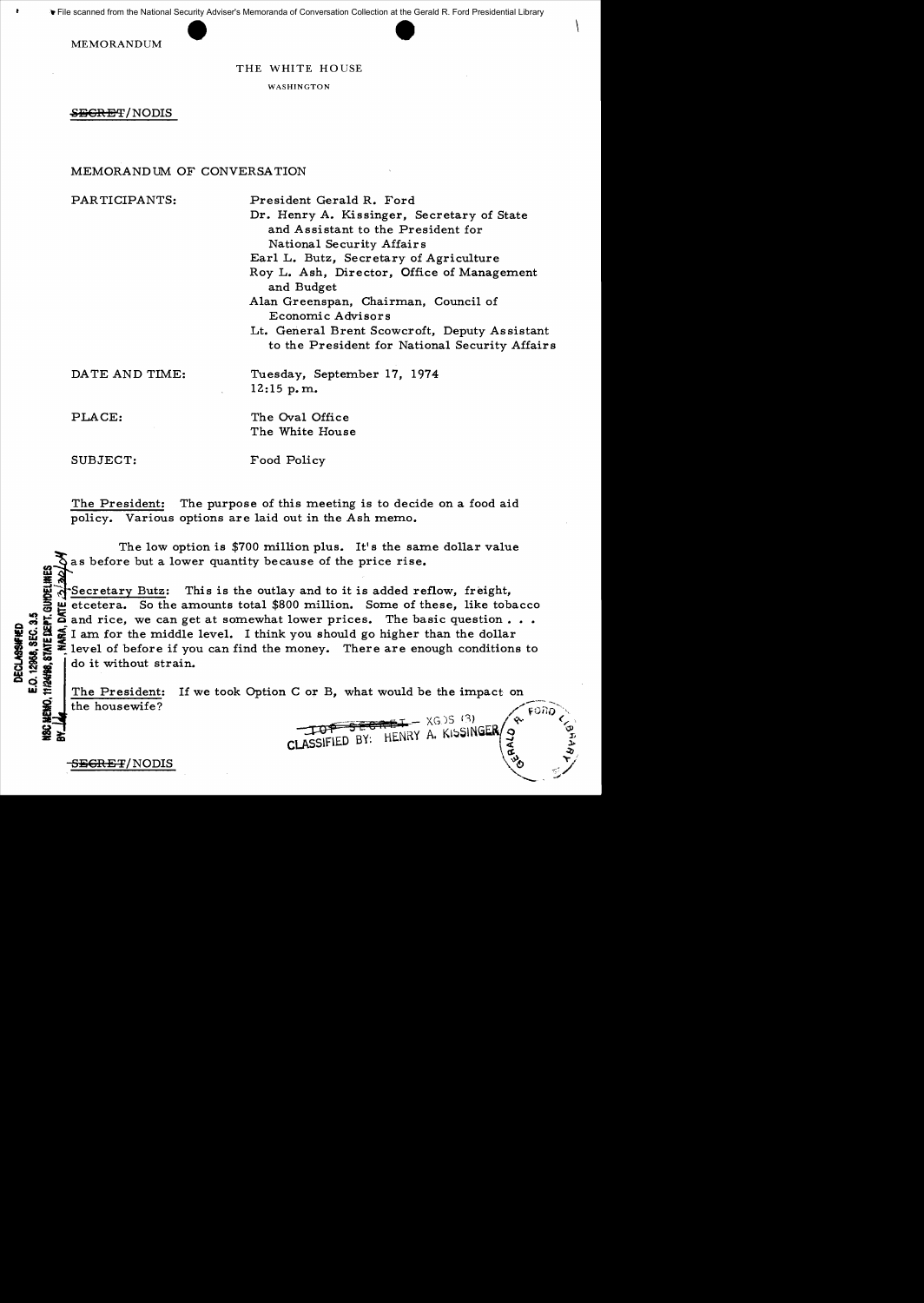MEMORANDUM

THE WHITE HOUSE

WASHINGTON

~~SECRET~~/NODIS

MEMORANDUM OF CONVERSATION

PARTICIPANTS:

President Gerald R. Ford
Dr. Henry A. Kissinger, Secretary of State and Assistant to the President for National Security Affairs
Earl L. Butz, Secretary of Agriculture
Roy L. Ash, Director, Office of Management and Budget
Alan Greenspan, Chairman, Council of Economic Advisors
Lt. General Brent Scowcroft, Deputy Assistant to the President for National Security Affairs

DATE AND TIME: Tuesday, September 17, 1974
12:15 p.m.

PLACE: The Oval Office
The White House

SUBJECT: Food Policy

The President: The purpose of this meeting is to decide on a food aid policy. Various options are laid out in the Ash memo.

The low option is $700 million plus. It's the same dollar value as before but a lower quantity because of the price rise.

Secretary Butz: This is the outlay and to it is added reflow, freight, etcetera. So the amounts total $800 million. Some of these, like tobacco and rice, we can get at somewhat lower prices. The basic question . . . I am for the middle level. I think you should go higher than the dollar level of before if you can find the money. There are enough conditions to do it without strain.

The President: If we took Option C or B, what would be the impact on the housewife?

CLASSIFIED BY: HENRY A. KISSINGER

~~SECRET~~/NODIS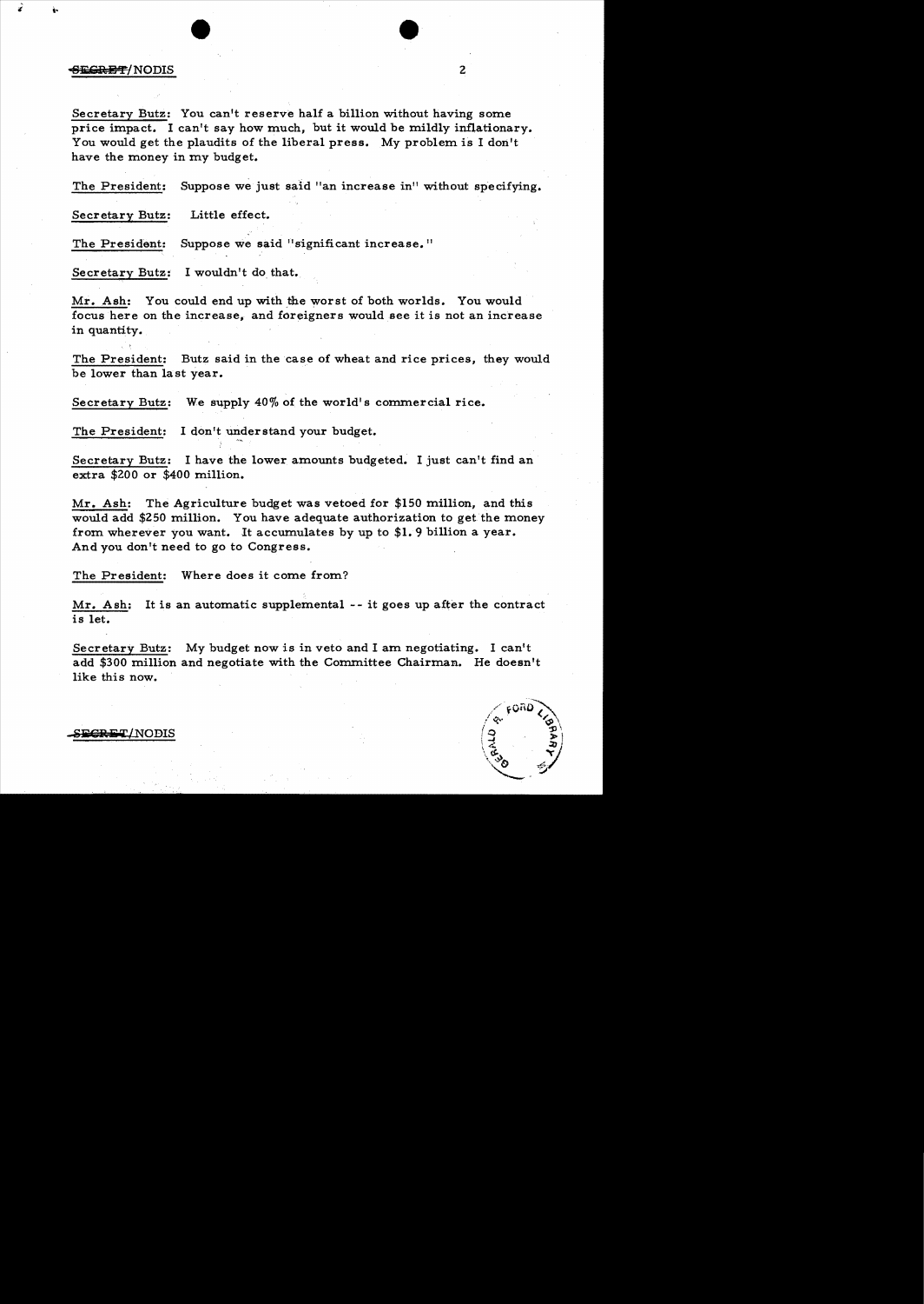Secretary Butz: You can't reserve half a billion without having some price impact. I can't say how much, but it would be mildly inflationary. You would get the plaudits of the liberal press. My problem is I don't have the money in my budget.

The President: Suppose we just said "an increase in" without specifying.

Secretary Butz: Little effect.

The President: Suppose we said "significant increase."

Secretary Butz: I wouldn't do that.

Mr. Ash: You could end up with the worst of both worlds. You would focus here on the increase, and foreigners would see it is not an increase in quantity.

The President: Butz said in the case of wheat and rice prices, they would be lower than last year.

Secretary Butz: We supply 40% of the world's commercial rice.

The President: I don't understand your budget.

Secretary Butz: I have the lower amounts budgeted. I just can't find an extra $200 or $400 million.

Mr. Ash: The Agriculture budget was vetoed for $150 million, and this would add $250 million. You have adequate authorization to get the money from wherever you want. It accumulates by up to $1.9 billion a year. And you don't need to go to Congress.

The President: Where does it come from?

Mr. Ash: It is an automatic supplemental -- it goes up after the contract is let.

Secretary Butz: My budget now is in veto and I am negotiating. I can't add $300 million and negotiate with the Committee Chairman. He doesn't like this now.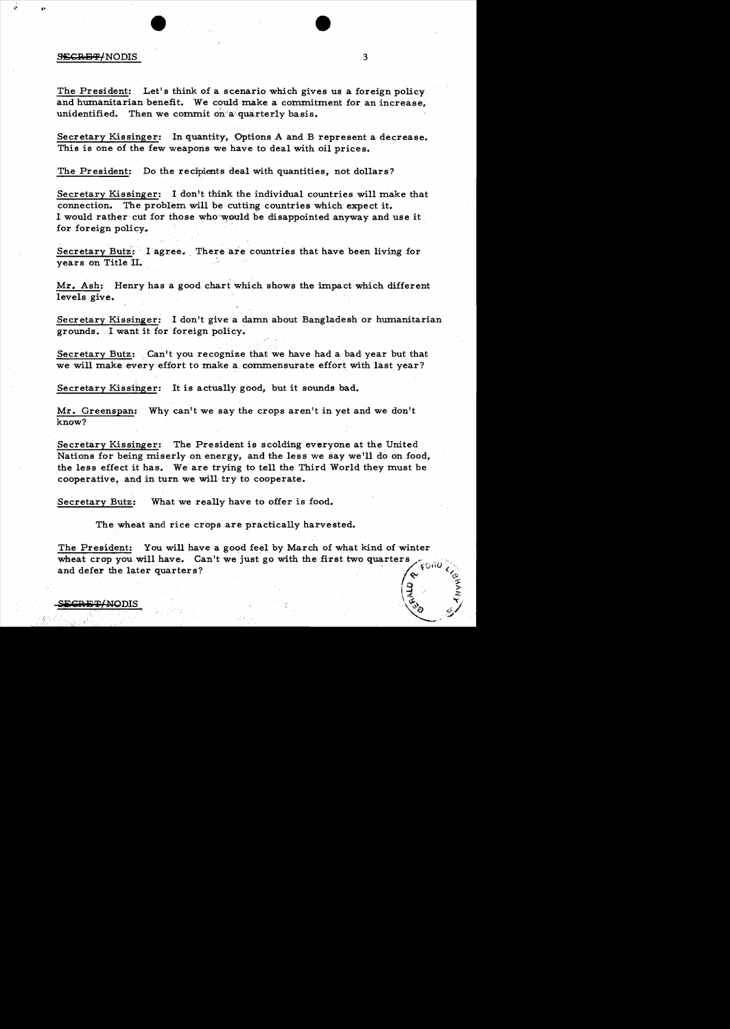The President: Let's think of a scenario which gives us a foreign policy and humanitarian benefit. We could make a commitment for an increase, unidentified. Then we commit on a quarterly basis.

Secretary Kissinger: In quantity, Options A and B represent a decrease. This is one of the few weapons we have to deal with oil prices.

The President: Do the recipients deal with quantities, not dollars?

Secretary Kissinger: I don't think the individual countries will make that connection. The problem will be cutting countries which expect it. I would rather cut for those who would be disappointed anyway and use it for foreign policy.

Secretary Butz: I agree. There are countries that have been living for years on Title II.

Mr. Ash: Henry has a good chart which shows the impact which different levels give.

Secretary Kissinger: I don't give a damn about Bangladesh or humanitarian grounds. I want it for foreign policy.

Secretary Butz: Can't you recognize that we have had a bad year but that we will make every effort to make a commensurate effort with last year?

Secretary Kissinger: It is actually good, but it sounds bad.

Mr. Greenspan: Why can't we say the crops aren't in yet and we don't know?

Secretary Kissinger: The President is scolding everyone at the United Nations for being miserly on energy, and the less we say we'll do on food, the less effect it has. We are trying to tell the Third World they must be cooperative, and in turn we will try to cooperate.

Secretary Butz: What we really have to offer is food.

The wheat and rice crops are practically harvested.

The President: You will have a good feel by March of what kind of winter wheat crop you will have. Can't we just go with the first two quarters and defer the later quarters?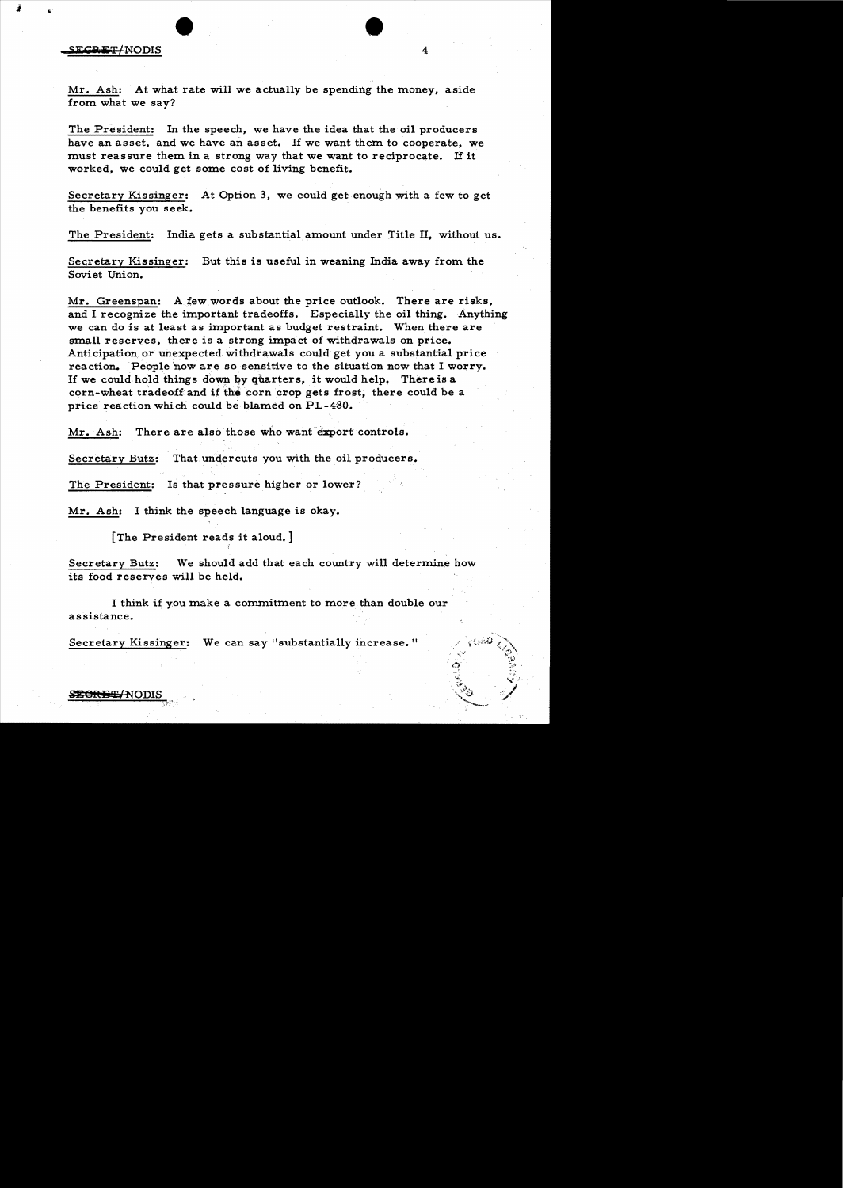Mr. Ash: At what rate will we actually be spending the money, aside from what we say?

The President: In the speech, we have the idea that the oil producers have an asset, and we have an asset. If we want them to cooperate, we must reassure them in a strong way that we want to reciprocate. If it worked, we could get some cost of living benefit.

Secretary Kissinger: At Option 3, we could get enough with a few to get the benefits you seek.

The President: India gets a substantial amount under Title II, without us.

Secretary Kissinger: But this is useful in weaning India away from the Soviet Union.

Mr. Greenspan: A few words about the price outlook. There are risks, and I recognize the important tradeoffs. Especially the oil thing. Anything we can do is at least as important as budget restraint. When there are small reserves, there is a strong impact of withdrawals on price. Anticipation or unexpected withdrawals could get you a substantial price reaction. People now are so sensitive to the situation now that I worry. If we could hold things down by quarters, it would help. There is a corn-wheat tradeoff and if the corn crop gets frost, there could be a price reaction which could be blamed on PL-480.

Mr. Ash: There are also those who want export controls.

Secretary Butz: That undercuts you with the oil producers.

The President: Is that pressure higher or lower?

Mr. Ash: I think the speech language is okay.

[The President reads it aloud.]

Secretary Butz: We should add that each country will determine how its food reserves will be held.

I think if you make a commitment to more than double our assistance.

Secretary Kissinger: We can say "substantially increase."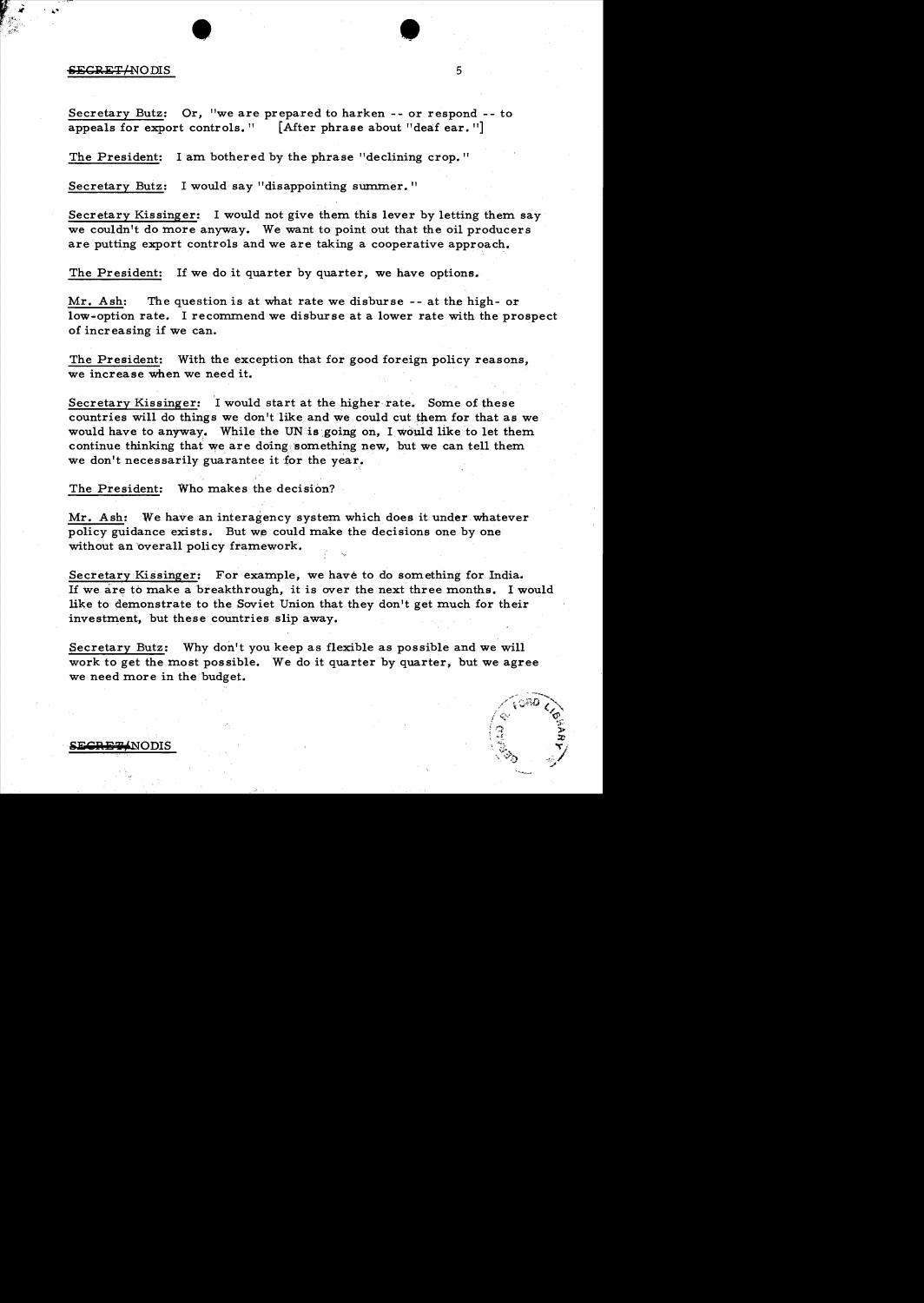Secretary Butz: Or, "we are prepared to harken -- or respond -- to appeals for export controls." [After phrase about "deaf ear."]

The President: I am bothered by the phrase "declining crop."

Secretary Butz: I would say "disappointing summer."

Secretary Kissinger: I would not give them this lever by letting them say we couldn't do more anyway. We want to point out that the oil producers are putting export controls and we are taking a cooperative approach.

The President: If we do it quarter by quarter, we have options.

Mr. Ash: The question is at what rate we disburse -- at the high- or low-option rate. I recommend we disburse at a lower rate with the prospect of increasing if we can.

The President: With the exception that for good foreign policy reasons, we increase when we need it.

Secretary Kissinger: I would start at the higher rate. Some of these countries will do things we don't like and we could cut them for that as we would have to anyway. While the UN is going on, I would like to let them continue thinking that we are doing something new, but we can tell them we don't necessarily guarantee it for the year.

The President: Who makes the decision?

Mr. Ash: We have an interagency system which does it under whatever policy guidance exists. But we could make the decisions one by one without an overall policy framework.

Secretary Kissinger: For example, we have to do something for India. If we are to make a breakthrough, it is over the next three months. I would like to demonstrate to the Soviet Union that they don't get much for their investment, but these countries slip away.

Secretary Butz: Why don't you keep as flexible as possible and we will work to get the most possible. We do it quarter by quarter, but we agree we need more in the budget.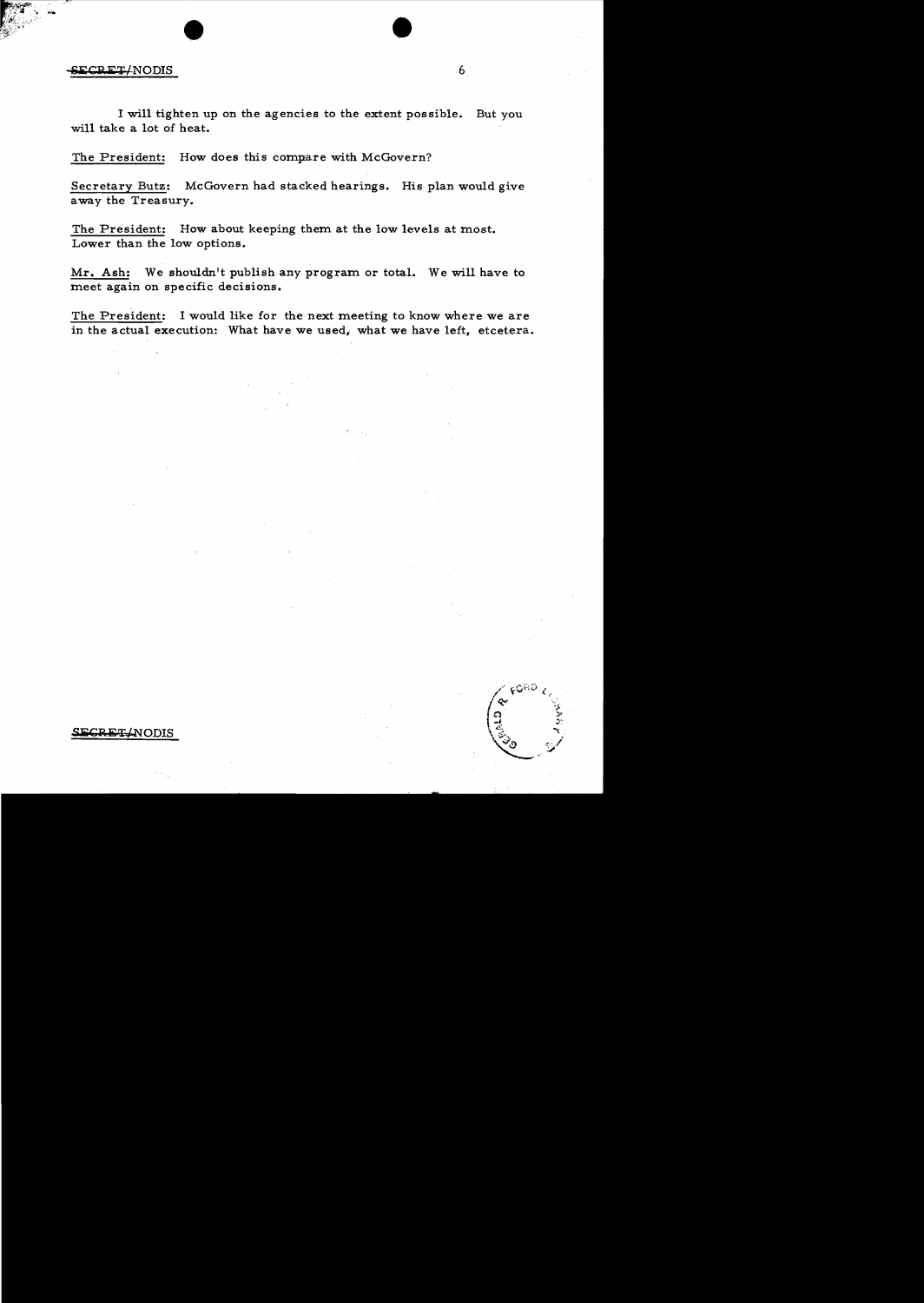SECRET/NODIS

I will tighten up on the agencies to the extent possible. But you will take a lot of heat.

The President: How does this compare with McGovern?

Secretary Butz: McGovern had stacked hearings. His plan would give away the Treasury.

The President: How about keeping them at the low levels at most. Lower than the low options.

Mr. Ash: We shouldn't publish any program or total. We will have to meet again on specific decisions.

The President: I would like for the next meeting to know where we are in the actual execution: What have we used, what we have left, etcetera.

SECRET/NODIS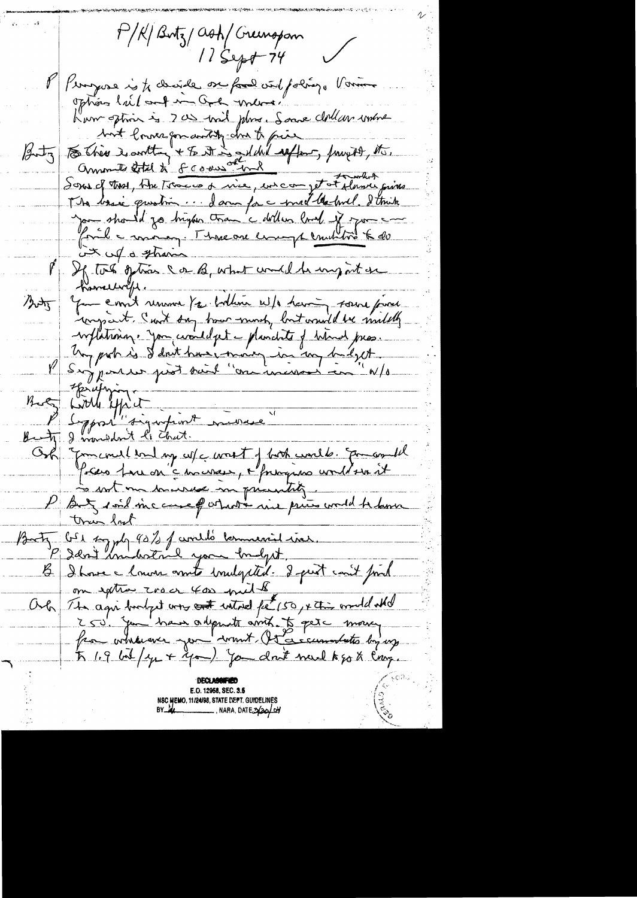P/K/Butz/Ash/Greenspan
17 Sept 74

P Purpose is to decide on food aid policy. Various options laid out in Ash memo.
Low option is 2 or 3 mil plus. Some dollars involve but lower quantity due to price.

Butz To this 2 million + to it is added effort, freight, etc. Amounts total to $800 mil.
Some of that, like Tobacco + rice, we can get at somewhat lower prices.
The basic question ... I am for a middle level. I think you should go higher than a dollar level. If you can find the money. There are enough commitments to do it w/o a strain.

P If took options C or B, what would be impact on household.

Butz You can't remove the dollars w/o having some price impact. Can't say how much, but would be mildly inflationary. You could get plenty of wheat pres.
My prob is I don't have money in my budget.

P Suppose we just said "one million" w/o specifying.

Butz Little effect.

P Suppose "significant increase"

Butz I wouldn't do that.

Ash You could end up w/ worst of both worlds. You would focus pressure on increase, + foreigners would see it is not an increase in quantity.

P Butz said increased output now prices would be lower than last.

Butz We supply 90% of world's commercial ince.

P I don't understand your budget.

B I have a lower amount budgeted. I just can't find an extra 200 or 400 mil $

Ash The agri budget was cut ~~est~~ estimated $(150, + this would add 250. You have adequate auth. to get the money from wherever you want. (It accumulates by up to 1.9 bil/yr + yr). You don't need to go to Cong.

DECLASSIFIED
E.O. 12958, SEC. 3.5
NSC MEMO, 11/24/98, STATE DEPT. GUIDELINES
BY [illegible], NARA, DATE 3/20/04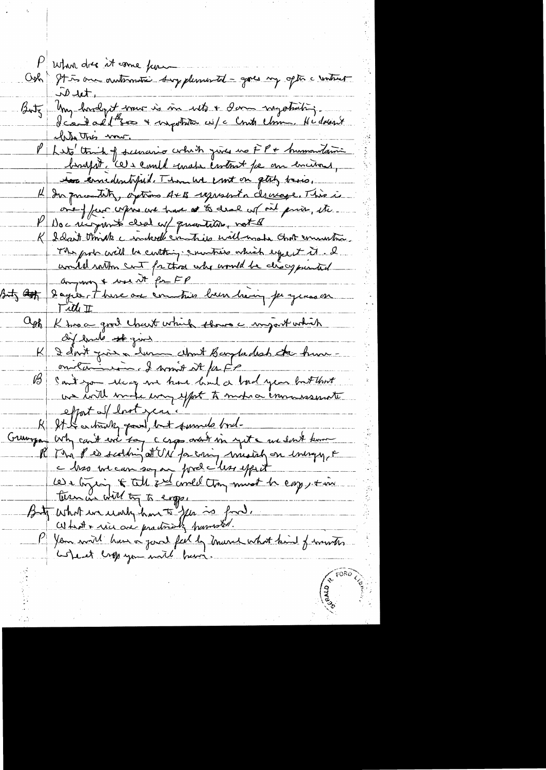P What does it come from

Ash It is an automatic supplemental – goes my option c without it let.

Butz My budget now is in veto & I am negotiating. I can't add the $500 & negotiate w/ c Cmte Chrmn. He doesn't like this now.

P Let's think of scenario which gives no FP & humanitarian budget. We could make contract for an incidental, as unidentified. Then we count on getting basis.

K In quantity, options A+B represent a decrease. This is one of few ways we have at to deal w/ oil price, etc.

P Doc mysumt deal w/ quantities, not $

K I don't think c individual countries will make that connection. The prob will be cutting countries which expect it. I would rather cut for those who would be disappointed anyway & use it for FP

Butz I agree. There are countries been having for years on Title II

Ash K has a good chart which shows c impact which diff levels of give

K I don't give a damn about Bangladesh the humanitarian. I want it for FP

B Can't you [?] we have had a bad year but that we will make every effort to match a commensurate effort w/ last year.

K It's actually good, but sounds bad.

Greenspan Why can't we say c crops aren't in yet & we don't know

K The P is scolding at UN for using [?] on energy, & c less we can say on food c less effect

We are trying to tell 3rd world they must be copy, & in turn we will try to copy.

Butz What we really have to offer is food. Wheat & rice are practically harvested.

P You will have a good feel by March what kind of winter wheat crop you will have.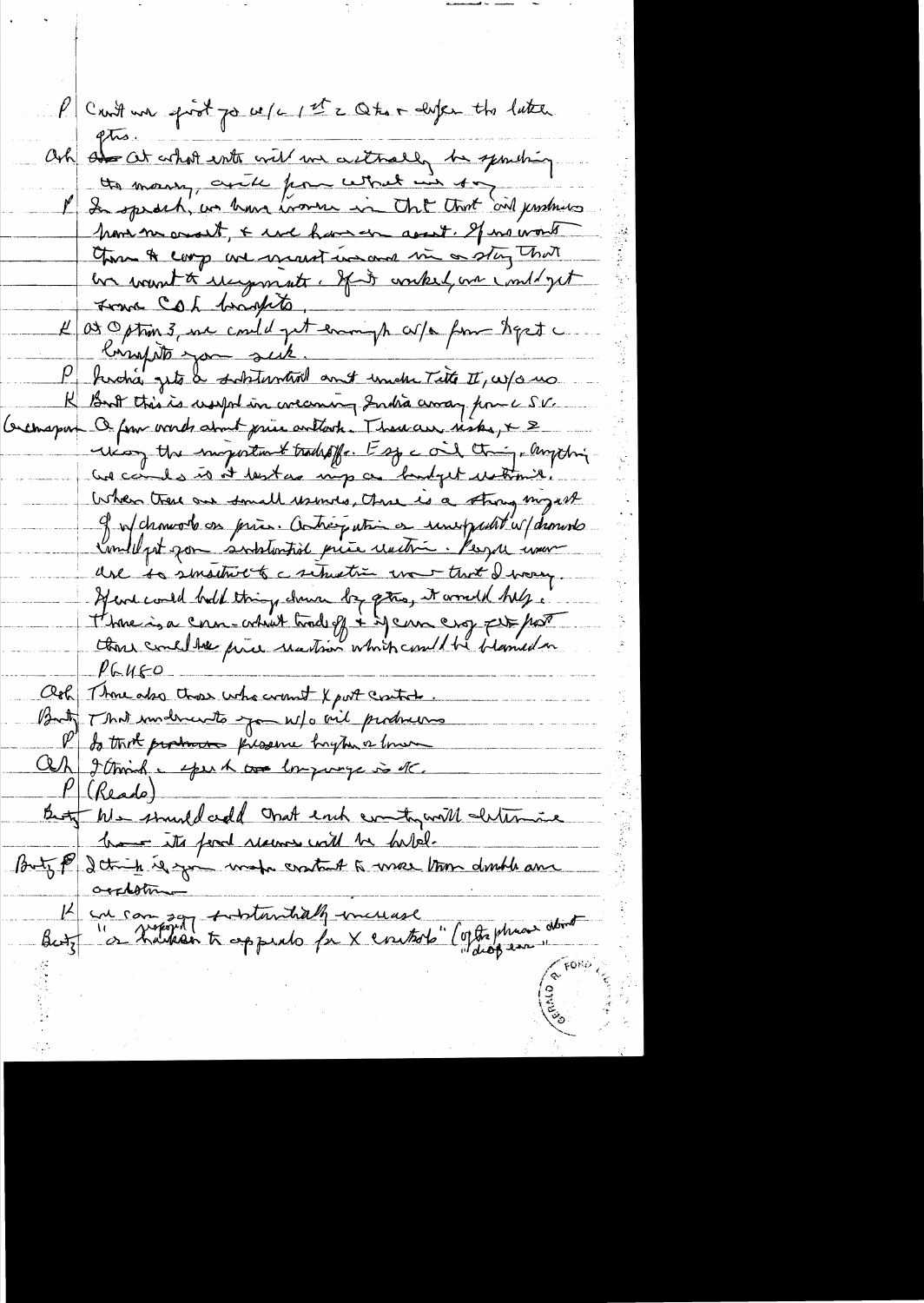P Can't we first go w/ c 1st 2 Qtrs & defer the latter qtrs.

Ash At what rate will we actually be spending the money, aside from what we say.

P In speech, we have known in that that oil producers have no assist, & we have an assist. If we want them to cooperate we must include in a story that we want to cooperate. If it worked, we could get some CCC benefits.

K At Option 3, we could get enough w/o food aid to give consultants you seek.

P India gets a substantial amt under Title II, w/o us.

K But this is useful in weaning India away from the S.V.

Greenspan A few words about price outlook. There are risks, & 2 rising the important tradeoffs. E.g. c oil thing. Anything we can do is at least as important as budget and economic. When there are small reserves, there is a strong impact of w/drawals on price. Anticipation or unexpected w/drawals could get you substantial price reaction. People are so sensitive to situation now that I worry. If we could hold things down by qtrs, it would help. There is a corn-wheat trade-off & if corn crop is poor there could be price reaction which could be blamed on PL480.

Ash There also those who want X port control.

Butz That undercuts you w/o oil producers.

P So that producers pressure brings a boom.

Ash I think c speech - language is OK.

P (Reads)

Butz We should add that each country will determine how its food reserves will be held.

Butz P I think if you make contract to more than double our assistance

K we can say substantially increase

Butz "in a proposal to apply for X contracts" (of the phrase about "dog ear")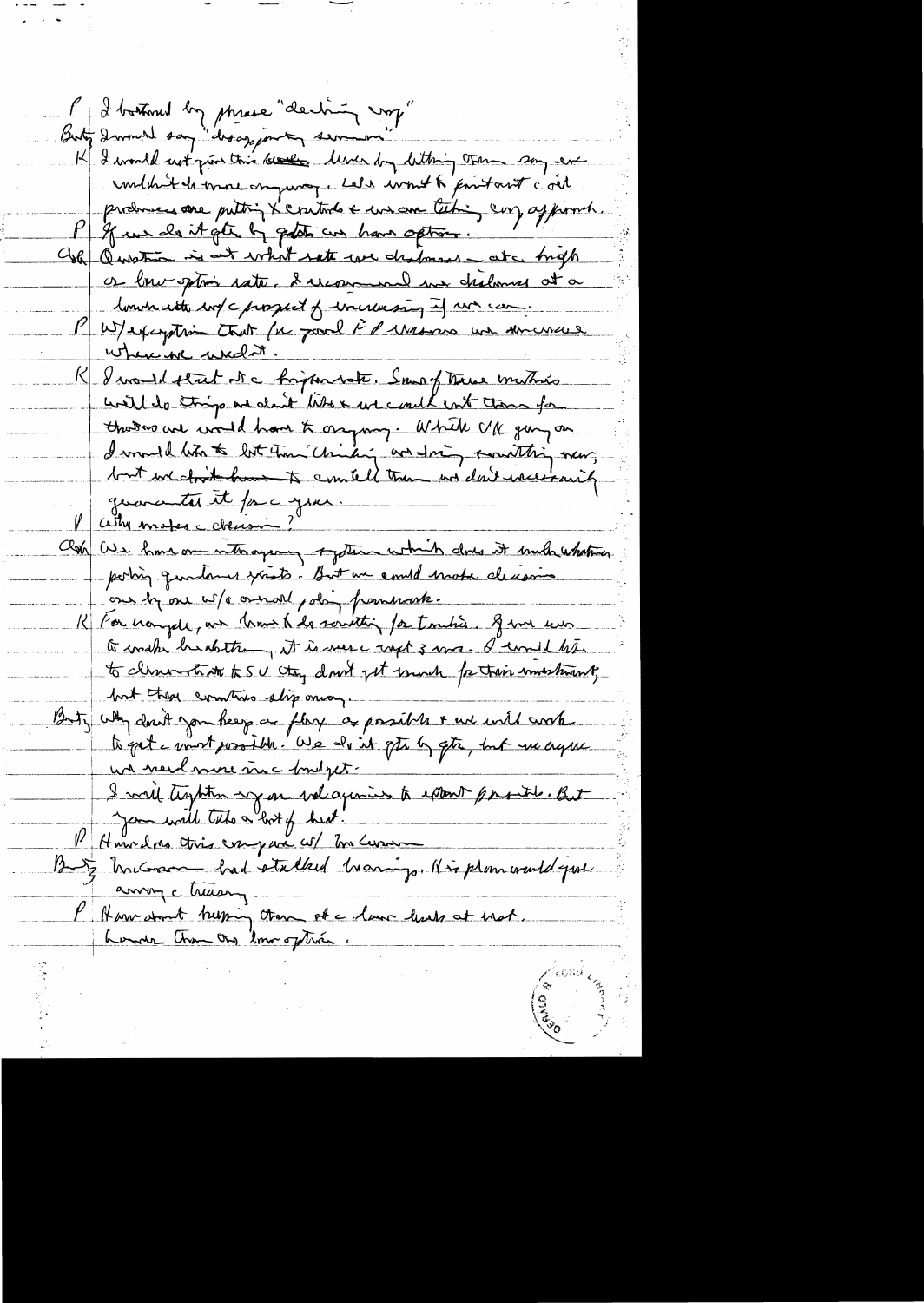P I bothered by phrase "declining very"

Butz I would say "disappointing summer"

K I would not give this lever by letting them say we wouldn't do more anyway. Let's want to point out c oil producers are putting X controls & we are taking very approach.

P If we do it qtr by qtr we have option.

Ash Question is at what rate we disburse – at a high or low option rate. I recommend we disburse at a lower rate w/ c prospect of increasing if we can.

P W/ exception that for food F P reasons we increase where we need it.

K I would start at a higher rate. Some of these countries will do things we don't like & we could cut them for those we would have to anyway. While UK going on I would like to let them think we doing something new, but we don't have to cut them we don't necessarily guarantee it for a year.

P Why makes a decision?

Ash We have an interagency system which does it with whatever policy guidance exists. But we could make decisions one by one w/o overall policy framework.

K For example, we have to do something for Tunisia. If we were to make his decision, it is over a week 3 mos. I would like to demonstrate to SU they don't get much for their investment, but these countries slip away.

Butz Why don't you keep as flexible as possible & we will work to get a most possible. We do it qtr by qtr, but we agree we need more in a budget.

I will tighten up on ? ag reins to extent possible. But you will take a lot of heat.

P How does this compare w/ McGovern

Butz McGovern had stalled loanings. His plan would give away a treasury.

P How about keeping them at a lower level at start. Lower than the low option.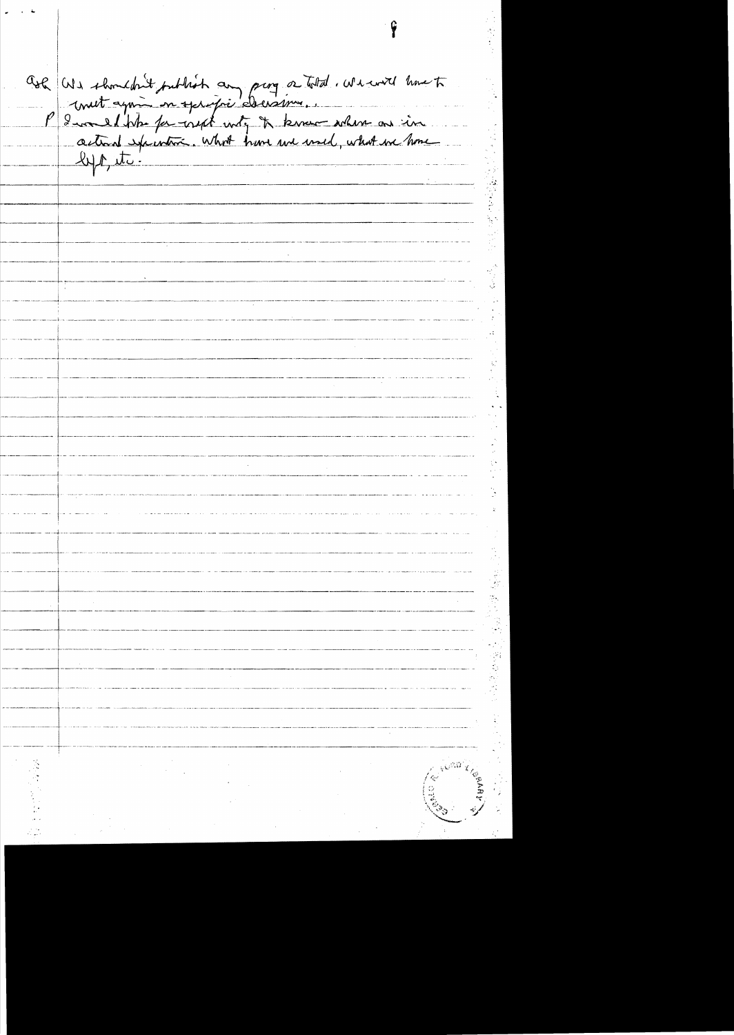GR We shouldn't publish any prog or total. We will have to meet again on specific decisions.

P I would like for next mtg to know where are in actual operations. What have we used, what we have left, etc.